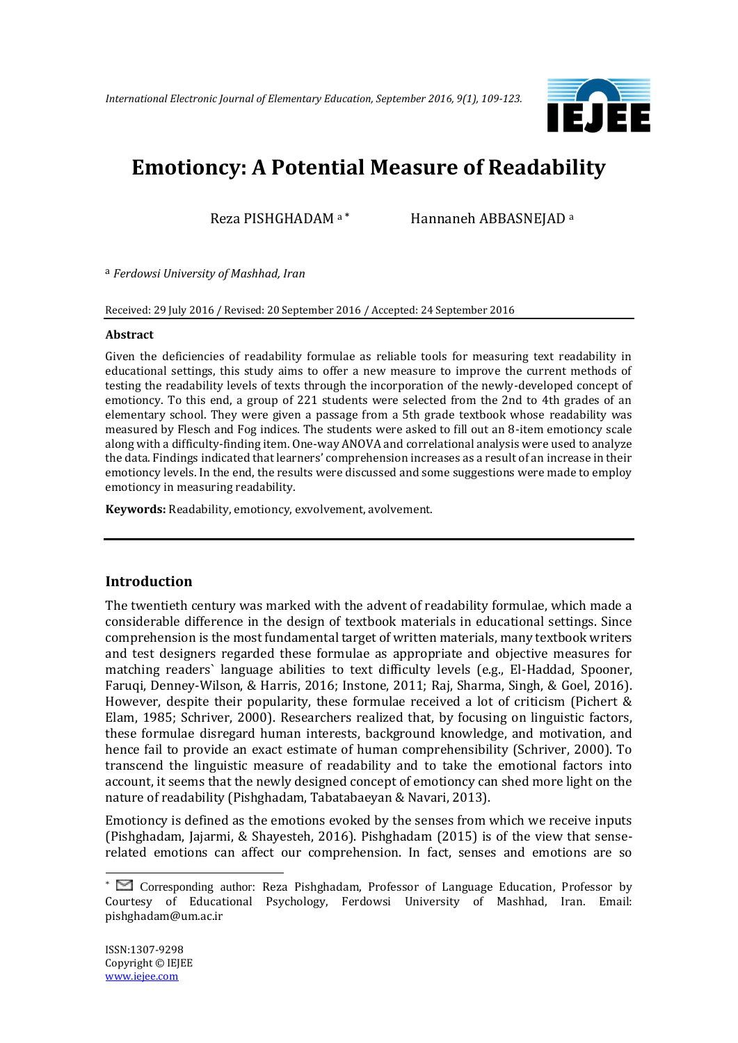# Emotioncy: A Potential Measure of Readability

Reza PISHGHADAM [a,*] Hannaneh ABBASNEJAD [a]

[a] *Ferdowsi University of Mashhad, Iran*

Received: 29 July 2016 / Revised: 20 September 2016 / Accepted: 24 September 2016

**Abstract**

Given the deficiencies of readability formulae as reliable tools for measuring text readability in educational settings, this study aims to offer a new measure to improve the current methods of testing the readability levels of texts through the incorporation of the newly-developed concept of emotioncy. To this end, a group of 221 students were selected from the 2nd to 4th grades of an elementary school. They were given a passage from a 5th grade textbook whose readability was measured by Flesch and Fog indices. The students were asked to fill out an 8-item emotioncy scale along with a difficulty-finding item. One-way ANOVA and correlational analysis were used to analyze the data. Findings indicated that learners' comprehension increases as a result of an increase in their emotioncy levels. In the end, the results were discussed and some suggestions were made to employ emotioncy in measuring readability.

**Keywords:** Readability, emotioncy, exvolvement, avolvement.

## Introduction

The twentieth century was marked with the advent of readability formulae, which made a considerable difference in the design of textbook materials in educational settings. Since comprehension is the most fundamental target of written materials, many textbook writers and test designers regarded these formulae as appropriate and objective measures for matching readers` language abilities to text difficulty levels (e.g., El-Haddad, Spooner, Faruqi, Denney-Wilson, & Harris, 2016; Instone, 2011; Raj, Sharma, Singh, & Goel, 2016). However, despite their popularity, these formulae received a lot of criticism (Pichert & Elam, 1985; Schriver, 2000). Researchers realized that, by focusing on linguistic factors, these formulae disregard human interests, background knowledge, and motivation, and hence fail to provide an exact estimate of human comprehensibility (Schriver, 2000). To transcend the linguistic measure of readability and to take the emotional factors into account, it seems that the newly designed concept of emotioncy can shed more light on the nature of readability (Pishghadam, Tabatabaeyan & Navari, 2013).

Emotioncy is defined as the emotions evoked by the senses from which we receive inputs (Pishghadam, Jajarmi, & Shayesteh, 2016). Pishghadam (2015) is of the view that sense-related emotions can affect our comprehension. In fact, senses and emotions are so

[*] Corresponding author: Reza Pishghadam, Professor of Language Education, Professor by Courtesy of Educational Psychology, Ferdowsi University of Mashhad, Iran. Email: pishghadam@um.ac.ir

ISSN:1307-9298
Copyright © IEJEE
www.iejee.com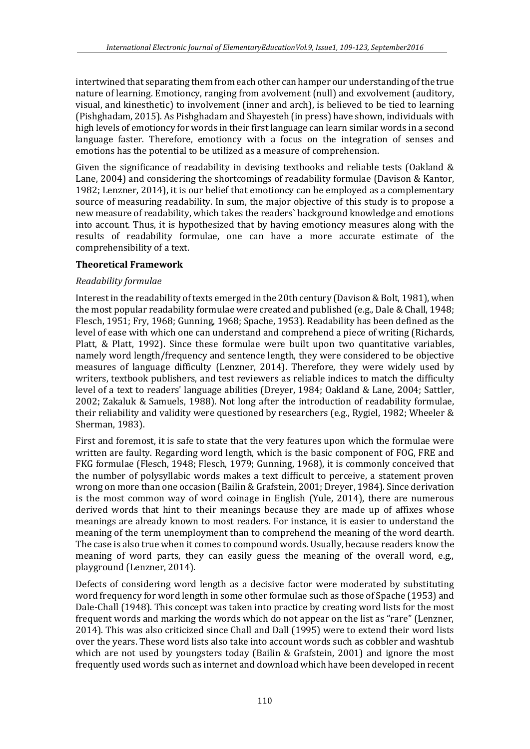intertwined that separating them from each other can hamper our understanding of the true nature of learning. Emotioncy, ranging from avolvement (null) and exvolvement (auditory, visual, and kinesthetic) to involvement (inner and arch), is believed to be tied to learning (Pishghadam, 2015). As Pishghadam and Shayesteh (in press) have shown, individuals with high levels of emotioncy for words in their first language can learn similar words in a second language faster. Therefore, emotioncy with a focus on the integration of senses and emotions has the potential to be utilized as a measure of comprehension.

Given the significance of readability in devising textbooks and reliable tests (Oakland & Lane, 2004) and considering the shortcomings of readability formulae (Davison & Kantor, 1982; Lenzner, 2014), it is our belief that emotioncy can be employed as a complementary source of measuring readability. In sum, the major objective of this study is to propose a new measure of readability, which takes the readers` background knowledge and emotions into account. Thus, it is hypothesized that by having emotioncy measures along with the results of readability formulae, one can have a more accurate estimate of the comprehensibility of a text.

**Theoretical Framework**

*Readability formulae*

Interest in the readability of texts emerged in the 20th century (Davison & Bolt, 1981), when the most popular readability formulae were created and published (e.g., Dale & Chall, 1948; Flesch, 1951; Fry, 1968; Gunning, 1968; Spache, 1953). Readability has been defined as the level of ease with which one can understand and comprehend a piece of writing (Richards, Platt, & Platt, 1992). Since these formulae were built upon two quantitative variables, namely word length/frequency and sentence length, they were considered to be objective measures of language difficulty (Lenzner, 2014). Therefore, they were widely used by writers, textbook publishers, and test reviewers as reliable indices to match the difficulty level of a text to readers' language abilities (Dreyer, 1984; Oakland & Lane, 2004; Sattler, 2002; Zakaluk & Samuels, 1988). Not long after the introduction of readability formulae, their reliability and validity were questioned by researchers (e.g., Rygiel, 1982; Wheeler & Sherman, 1983).

First and foremost, it is safe to state that the very features upon which the formulae were written are faulty. Regarding word length, which is the basic component of FOG, FRE and FKG formulae (Flesch, 1948; Flesch, 1979; Gunning, 1968), it is commonly conceived that the number of polysyllabic words makes a text difficult to perceive, a statement proven wrong on more than one occasion (Bailin & Grafstein, 2001; Dreyer, 1984). Since derivation is the most common way of word coinage in English (Yule, 2014), there are numerous derived words that hint to their meanings because they are made up of affixes whose meanings are already known to most readers. For instance, it is easier to understand the meaning of the term unemployment than to comprehend the meaning of the word dearth. The case is also true when it comes to compound words. Usually, because readers know the meaning of word parts, they can easily guess the meaning of the overall word, e.g., playground (Lenzner, 2014).

Defects of considering word length as a decisive factor were moderated by substituting word frequency for word length in some other formulae such as those of Spache (1953) and Dale-Chall (1948). This concept was taken into practice by creating word lists for the most frequent words and marking the words which do not appear on the list as "rare" (Lenzner, 2014). This was also criticized since Chall and Dall (1995) were to extend their word lists over the years. These word lists also take into account words such as cobbler and washtub which are not used by youngsters today (Bailin & Grafstein, 2001) and ignore the most frequently used words such as internet and download which have been developed in recent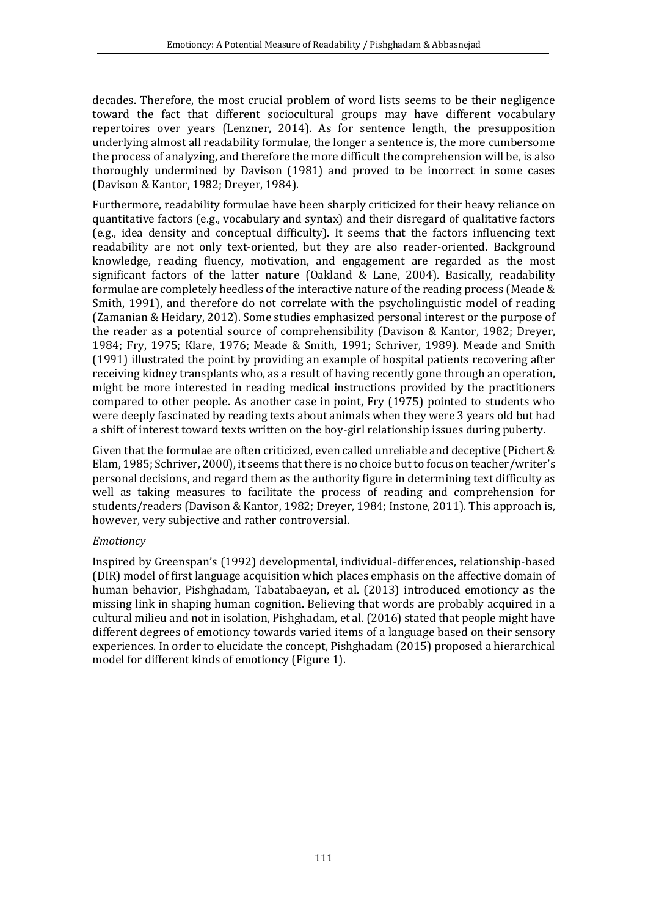decades. Therefore, the most crucial problem of word lists seems to be their negligence toward the fact that different sociocultural groups may have different vocabulary repertoires over years (Lenzner, 2014). As for sentence length, the presupposition underlying almost all readability formulae, the longer a sentence is, the more cumbersome the process of analyzing, and therefore the more difficult the comprehension will be, is also thoroughly undermined by Davison (1981) and proved to be incorrect in some cases (Davison & Kantor, 1982; Dreyer, 1984).

Furthermore, readability formulae have been sharply criticized for their heavy reliance on quantitative factors (e.g., vocabulary and syntax) and their disregard of qualitative factors (e.g., idea density and conceptual difficulty). It seems that the factors influencing text readability are not only text-oriented, but they are also reader-oriented. Background knowledge, reading fluency, motivation, and engagement are regarded as the most significant factors of the latter nature (Oakland & Lane, 2004). Basically, readability formulae are completely heedless of the interactive nature of the reading process (Meade & Smith, 1991), and therefore do not correlate with the psycholinguistic model of reading (Zamanian & Heidary, 2012). Some studies emphasized personal interest or the purpose of the reader as a potential source of comprehensibility (Davison & Kantor, 1982; Dreyer, 1984; Fry, 1975; Klare, 1976; Meade & Smith, 1991; Schriver, 1989). Meade and Smith (1991) illustrated the point by providing an example of hospital patients recovering after receiving kidney transplants who, as a result of having recently gone through an operation, might be more interested in reading medical instructions provided by the practitioners compared to other people. As another case in point, Fry (1975) pointed to students who were deeply fascinated by reading texts about animals when they were 3 years old but had a shift of interest toward texts written on the boy-girl relationship issues during puberty.

Given that the formulae are often criticized, even called unreliable and deceptive (Pichert & Elam, 1985; Schriver, 2000), it seems that there is no choice but to focus on teacher/writer's personal decisions, and regard them as the authority figure in determining text difficulty as well as taking measures to facilitate the process of reading and comprehension for students/readers (Davison & Kantor, 1982; Dreyer, 1984; Instone, 2011). This approach is, however, very subjective and rather controversial.

*Emotioncy*

Inspired by Greenspan's (1992) developmental, individual-differences, relationship-based (DIR) model of first language acquisition which places emphasis on the affective domain of human behavior, Pishghadam, Tabatabaeyan, et al. (2013) introduced emotioncy as the missing link in shaping human cognition. Believing that words are probably acquired in a cultural milieu and not in isolation, Pishghadam, et al. (2016) stated that people might have different degrees of emotioncy towards varied items of a language based on their sensory experiences. In order to elucidate the concept, Pishghadam (2015) proposed a hierarchical model for different kinds of emotioncy (Figure 1).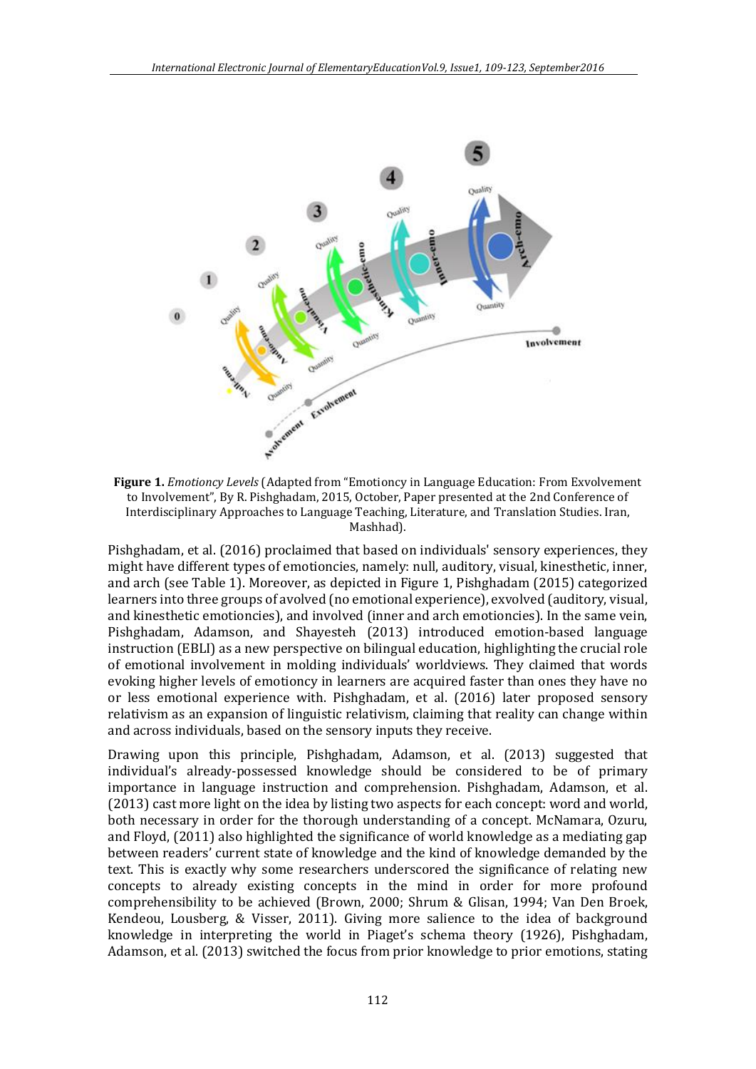**Figure 1.** *Emotioncy Levels* (Adapted from "Emotioncy in Language Education: From Exvolvement to Involvement", By R. Pishghadam, 2015, October, Paper presented at the 2nd Conference of Interdisciplinary Approaches to Language Teaching, Literature, and Translation Studies. Iran, Mashhad).

Pishghadam, et al. (2016) proclaimed that based on individuals' sensory experiences, they might have different types of emotioncies, namely: null, auditory, visual, kinesthetic, inner, and arch (see Table 1). Moreover, as depicted in Figure 1, Pishghadam (2015) categorized learners into three groups of avolved (no emotional experience), exvolved (auditory, visual, and kinesthetic emotioncies), and involved (inner and arch emotioncies). In the same vein, Pishghadam, Adamson, and Shayesteh (2013) introduced emotion-based language instruction (EBLI) as a new perspective on bilingual education, highlighting the crucial role of emotional involvement in molding individuals' worldviews. They claimed that words evoking higher levels of emotioncy in learners are acquired faster than ones they have no or less emotional experience with. Pishghadam, et al. (2016) later proposed sensory relativism as an expansion of linguistic relativism, claiming that reality can change within and across individuals, based on the sensory inputs they receive.

Drawing upon this principle, Pishghadam, Adamson, et al. (2013) suggested that individual's already-possessed knowledge should be considered to be of primary importance in language instruction and comprehension. Pishghadam, Adamson, et al. (2013) cast more light on the idea by listing two aspects for each concept: word and world, both necessary in order for the thorough understanding of a concept. McNamara, Ozuru, and Floyd, (2011) also highlighted the significance of world knowledge as a mediating gap between readers' current state of knowledge and the kind of knowledge demanded by the text. This is exactly why some researchers underscored the significance of relating new concepts to already existing concepts in the mind in order for more profound comprehensibility to be achieved (Brown, 2000; Shrum & Glisan, 1994; Van Den Broek, Kendeou, Lousberg, & Visser, 2011). Giving more salience to the idea of background knowledge in interpreting the world in Piaget's schema theory (1926), Pishghadam, Adamson, et al. (2013) switched the focus from prior knowledge to prior emotions, stating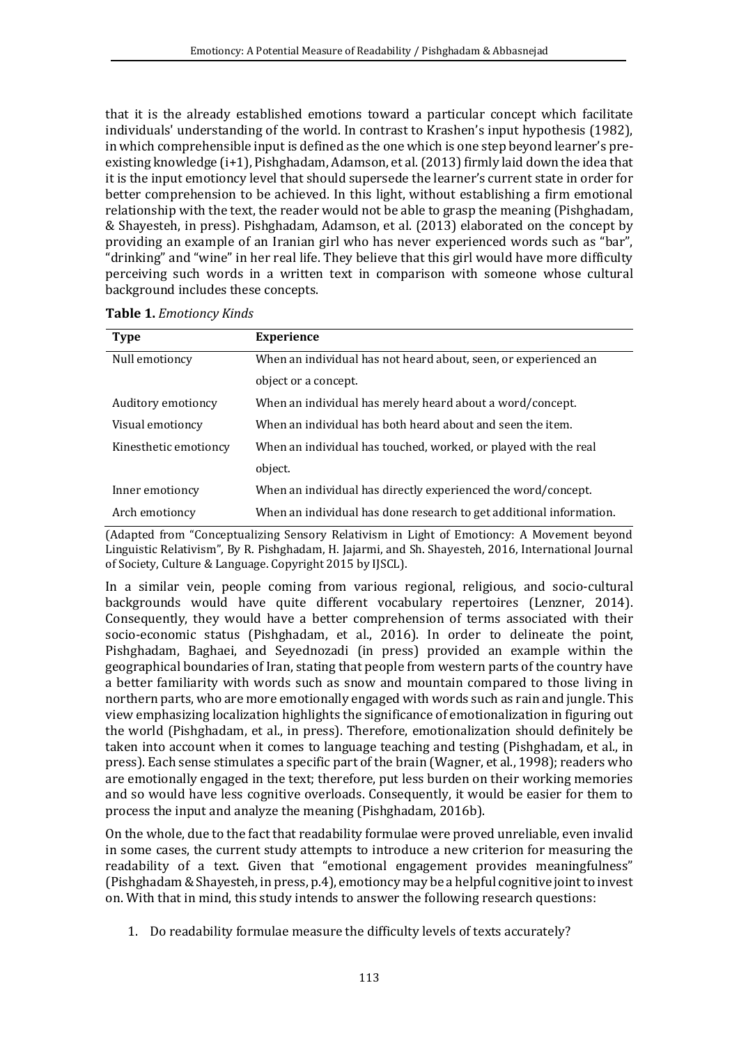that it is the already established emotions toward a particular concept which facilitate individuals' understanding of the world. In contrast to Krashen's input hypothesis (1982), in which comprehensible input is defined as the one which is one step beyond learner's pre-existing knowledge (i+1), Pishghadam, Adamson, et al. (2013) firmly laid down the idea that it is the input emotioncy level that should supersede the learner's current state in order for better comprehension to be achieved. In this light, without establishing a firm emotional relationship with the text, the reader would not be able to grasp the meaning (Pishghadam, & Shayesteh, in press). Pishghadam, Adamson, et al. (2013) elaborated on the concept by providing an example of an Iranian girl who has never experienced words such as "bar", "drinking" and "wine" in her real life. They believe that this girl would have more difficulty perceiving such words in a written text in comparison with someone whose cultural background includes these concepts.

**Table 1.** *Emotioncy Kinds*

| Type | Experience |
|---|---|
| Null emotioncy | When an individual has not heard about, seen, or experienced an object or a concept. |
| Auditory emotioncy | When an individual has merely heard about a word/concept. |
| Visual emotioncy | When an individual has both heard about and seen the item. |
| Kinesthetic emotioncy | When an individual has touched, worked, or played with the real object. |
| Inner emotioncy | When an individual has directly experienced the word/concept. |
| Arch emotioncy | When an individual has done research to get additional information. |

(Adapted from "Conceptualizing Sensory Relativism in Light of Emotioncy: A Movement beyond Linguistic Relativism", By R. Pishghadam, H. Jajarmi, and Sh. Shayesteh, 2016, International Journal of Society, Culture & Language. Copyright 2015 by IJSCL).

In a similar vein, people coming from various regional, religious, and socio-cultural backgrounds would have quite different vocabulary repertoires (Lenzner, 2014). Consequently, they would have a better comprehension of terms associated with their socio-economic status (Pishghadam, et al., 2016). In order to delineate the point, Pishghadam, Baghaei, and Seyednozadi (in press) provided an example within the geographical boundaries of Iran, stating that people from western parts of the country have a better familiarity with words such as snow and mountain compared to those living in northern parts, who are more emotionally engaged with words such as rain and jungle. This view emphasizing localization highlights the significance of emotionalization in figuring out the world (Pishghadam, et al., in press). Therefore, emotionalization should definitely be taken into account when it comes to language teaching and testing (Pishghadam, et al., in press). Each sense stimulates a specific part of the brain (Wagner, et al., 1998); readers who are emotionally engaged in the text; therefore, put less burden on their working memories and so would have less cognitive overloads. Consequently, it would be easier for them to process the input and analyze the meaning (Pishghadam, 2016b).

On the whole, due to the fact that readability formulae were proved unreliable, even invalid in some cases, the current study attempts to introduce a new criterion for measuring the readability of a text. Given that "emotional engagement provides meaningfulness" (Pishghadam & Shayesteh, in press, p.4), emotioncy may be a helpful cognitive joint to invest on. With that in mind, this study intends to answer the following research questions:

1. Do readability formulae measure the difficulty levels of texts accurately?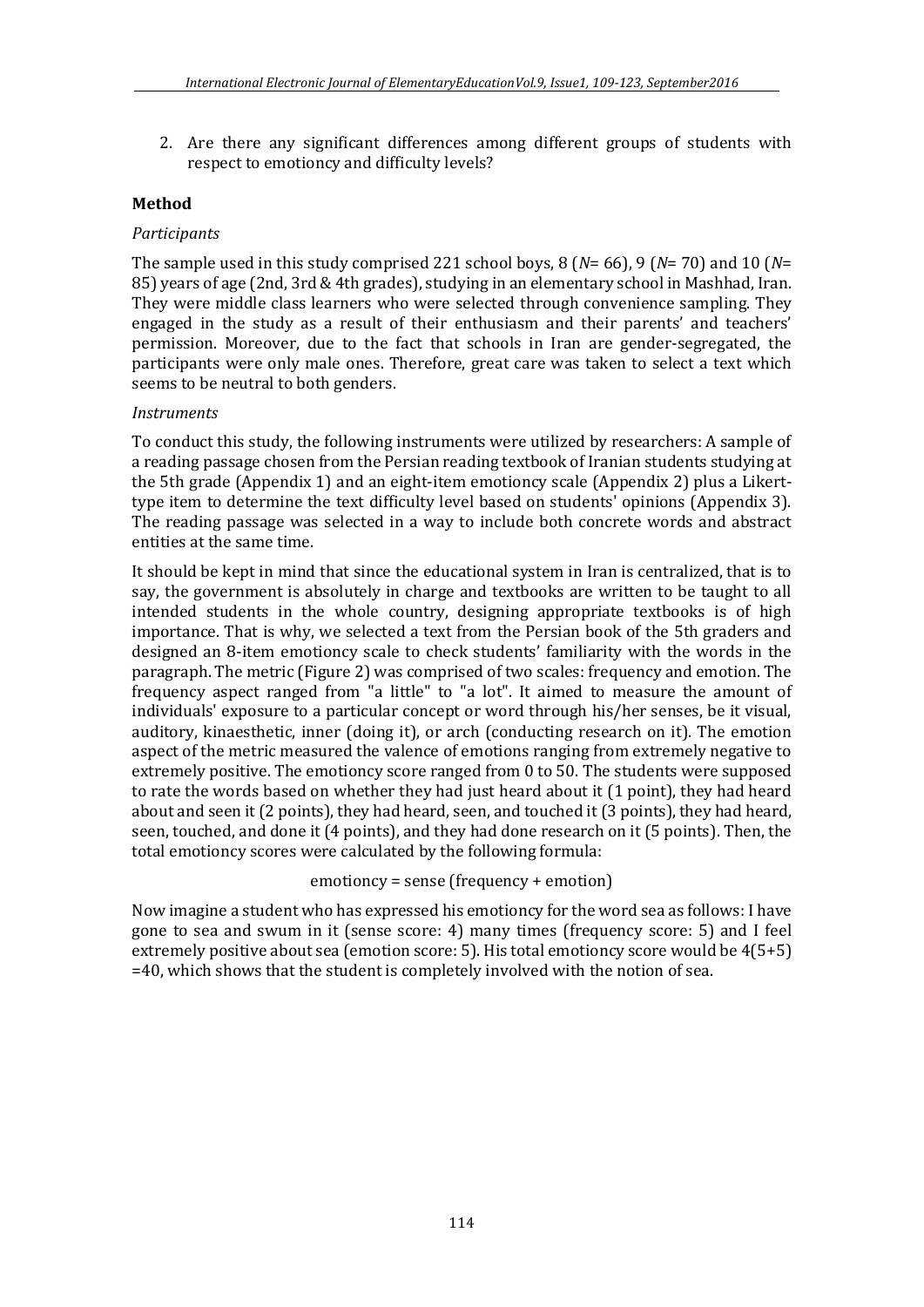2. Are there any significant differences among different groups of students with respect to emotioncy and difficulty levels?

## Method

### *Participants*

The sample used in this study comprised 221 school boys, 8 (*N*= 66), 9 (*N*= 70) and 10 (*N*= 85) years of age (2nd, 3rd & 4th grades), studying in an elementary school in Mashhad, Iran. They were middle class learners who were selected through convenience sampling. They engaged in the study as a result of their enthusiasm and their parents' and teachers' permission. Moreover, due to the fact that schools in Iran are gender-segregated, the participants were only male ones. Therefore, great care was taken to select a text which seems to be neutral to both genders.

### *Instruments*

To conduct this study, the following instruments were utilized by researchers: A sample of a reading passage chosen from the Persian reading textbook of Iranian students studying at the 5th grade (Appendix 1) and an eight-item emotioncy scale (Appendix 2) plus a Likert-type item to determine the text difficulty level based on students' opinions (Appendix 3). The reading passage was selected in a way to include both concrete words and abstract entities at the same time.

It should be kept in mind that since the educational system in Iran is centralized, that is to say, the government is absolutely in charge and textbooks are written to be taught to all intended students in the whole country, designing appropriate textbooks is of high importance. That is why, we selected a text from the Persian book of the 5th graders and designed an 8-item emotioncy scale to check students' familiarity with the words in the paragraph. The metric (Figure 2) was comprised of two scales: frequency and emotion. The frequency aspect ranged from "a little" to "a lot". It aimed to measure the amount of individuals' exposure to a particular concept or word through his/her senses, be it visual, auditory, kinaesthetic, inner (doing it), or arch (conducting research on it). The emotion aspect of the metric measured the valence of emotions ranging from extremely negative to extremely positive. The emotioncy score ranged from 0 to 50. The students were supposed to rate the words based on whether they had just heard about it (1 point), they had heard about and seen it (2 points), they had heard, seen, and touched it (3 points), they had heard, seen, touched, and done it (4 points), and they had done research on it (5 points). Then, the total emotioncy scores were calculated by the following formula:

$$\text{emotioncy} = \text{sense}\,(\text{frequency} + \text{emotion})$$

Now imagine a student who has expressed his emotioncy for the word sea as follows: I have gone to sea and swum in it (sense score: 4) many times (frequency score: 5) and I feel extremely positive about sea (emotion score: 5). His total emotioncy score would be $4(5+5) = 40$, which shows that the student is completely involved with the notion of sea.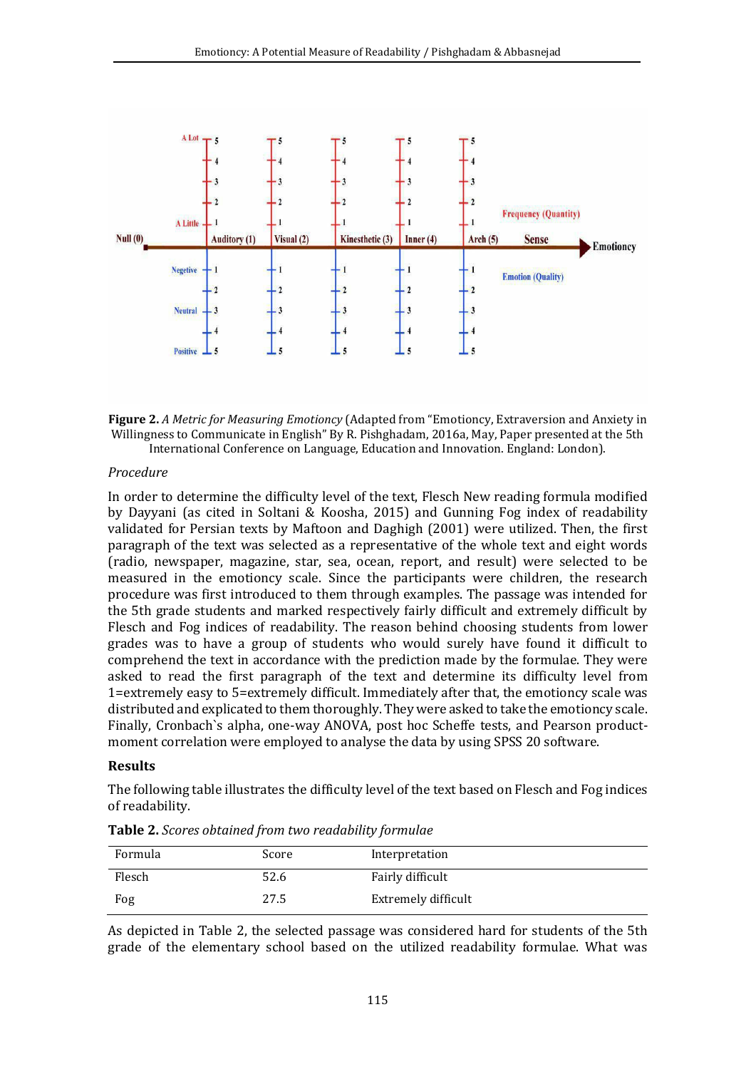**Figure 2.** *A Metric for Measuring Emotioncy* (Adapted from "Emotioncy, Extraversion and Anxiety in Willingness to Communicate in English" By R. Pishghadam, 2016a, May, Paper presented at the 5th International Conference on Language, Education and Innovation. England: London).

*Procedure*

In order to determine the difficulty level of the text, Flesch New reading formula modified by Dayyani (as cited in Soltani & Koosha, 2015) and Gunning Fog index of readability validated for Persian texts by Maftoon and Daghigh (2001) were utilized. Then, the first paragraph of the text was selected as a representative of the whole text and eight words (radio, newspaper, magazine, star, sea, ocean, report, and result) were selected to be measured in the emotioncy scale. Since the participants were children, the research procedure was first introduced to them through examples. The passage was intended for the 5th grade students and marked respectively fairly difficult and extremely difficult by Flesch and Fog indices of readability. The reason behind choosing students from lower grades was to have a group of students who would surely have found it difficult to comprehend the text in accordance with the prediction made by the formulae. They were asked to read the first paragraph of the text and determine its difficulty level from 1=extremely easy to 5=extremely difficult. Immediately after that, the emotioncy scale was distributed and explicated to them thoroughly. They were asked to take the emotioncy scale. Finally, Cronbach`s alpha, one-way ANOVA, post hoc Scheffe tests, and Pearson product-moment correlation were employed to analyse the data by using SPSS 20 software.

**Results**

The following table illustrates the difficulty level of the text based on Flesch and Fog indices of readability.

**Table 2.** *Scores obtained from two readability formulae*

| Formula | Score | Interpretation |
|---|---|---|
| Flesch | 52.6 | Fairly difficult |
| Fog | 27.5 | Extremely difficult |

As depicted in Table 2, the selected passage was considered hard for students of the 5th grade of the elementary school based on the utilized readability formulae. What was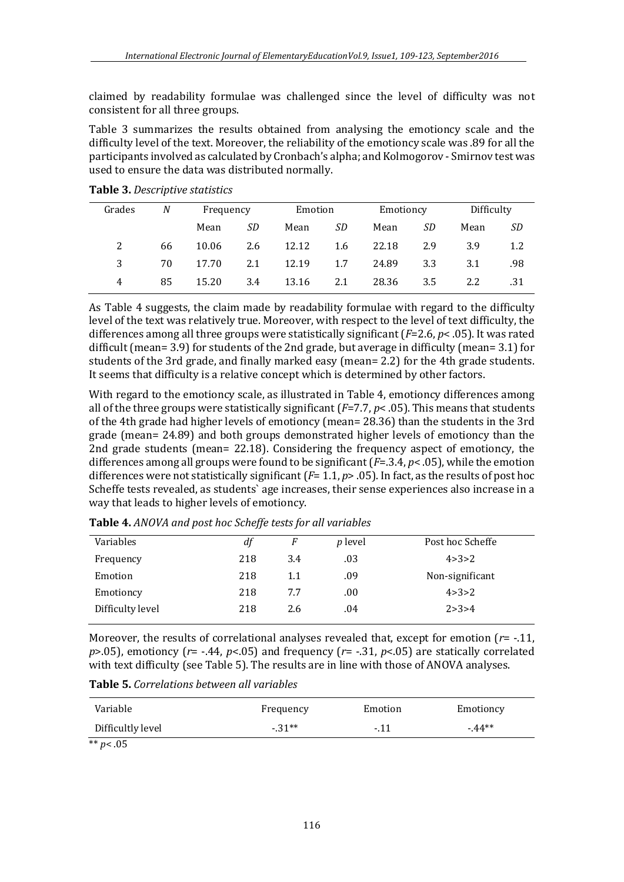claimed by readability formulae was challenged since the level of difficulty was not consistent for all three groups.

Table 3 summarizes the results obtained from analysing the emotioncy scale and the difficulty level of the text. Moreover, the reliability of the emotioncy scale was .89 for all the participants involved as calculated by Cronbach's alpha; and Kolmogorov - Smirnov test was used to ensure the data was distributed normally.

**Table 3.** *Descriptive statistics*

| Grades | *N* | Frequency | | Emotion | | Emotioncy | | Difficulty | |
|---|---|---|---|---|---|---|---|---|---|
| | | Mean | *SD* | Mean | *SD* | Mean | *SD* | Mean | *SD* |
| 2 | 66 | 10.06 | 2.6 | 12.12 | 1.6 | 22.18 | 2.9 | 3.9 | 1.2 |
| 3 | 70 | 17.70 | 2.1 | 12.19 | 1.7 | 24.89 | 3.3 | 3.1 | .98 |
| 4 | 85 | 15.20 | 3.4 | 13.16 | 2.1 | 28.36 | 3.5 | 2.2 | .31 |

As Table 4 suggests, the claim made by readability formulae with regard to the difficulty level of the text was relatively true. Moreover, with respect to the level of text difficulty, the differences among all three groups were statistically significant ($F$=2.6, $p$< .05). It was rated difficult (mean= 3.9) for students of the 2nd grade, but average in difficulty (mean= 3.1) for students of the 3rd grade, and finally marked easy (mean= 2.2) for the 4th grade students. It seems that difficulty is a relative concept which is determined by other factors.

With regard to the emotioncy scale, as illustrated in Table 4, emotioncy differences among all of the three groups were statistically significant ($F$=7.7, $p$< .05). This means that students of the 4th grade had higher levels of emotioncy (mean= 28.36) than the students in the 3rd grade (mean= 24.89) and both groups demonstrated higher levels of emotioncy than the 2nd grade students (mean= 22.18). Considering the frequency aspect of emotioncy, the differences among all groups were found to be significant ($F$=.3.4, $p$< .05), while the emotion differences were not statistically significant ($F$= 1.1, $p$> .05). In fact, as the results of post hoc Scheffe tests revealed, as students` age increases, their sense experiences also increase in a way that leads to higher levels of emotioncy.

**Table 4.** *ANOVA and post hoc Scheffe tests for all variables*

| Variables | *df* | *F* | *p* level | Post hoc Scheffe |
|---|---|---|---|---|
| Frequency | 218 | 3.4 | .03 | 4>3>2 |
| Emotion | 218 | 1.1 | .09 | Non-significant |
| Emotioncy | 218 | 7.7 | .00 | 4>3>2 |
| Difficulty level | 218 | 2.6 | .04 | 2>3>4 |

Moreover, the results of correlational analyses revealed that, except for emotion ($r$= -.11, $p$>.05), emotioncy ($r$= -.44, $p$<.05) and frequency ($r$= -.31, $p$<.05) are statically correlated with text difficulty (see Table 5). The results are in line with those of ANOVA analyses.

**Table 5.** *Correlations between all variables*

| Variable | Frequency | Emotion | Emotioncy |
|---|---|---|---|
| Difficultly level | -.31** | -.11 | -.44** |

** $p$< .05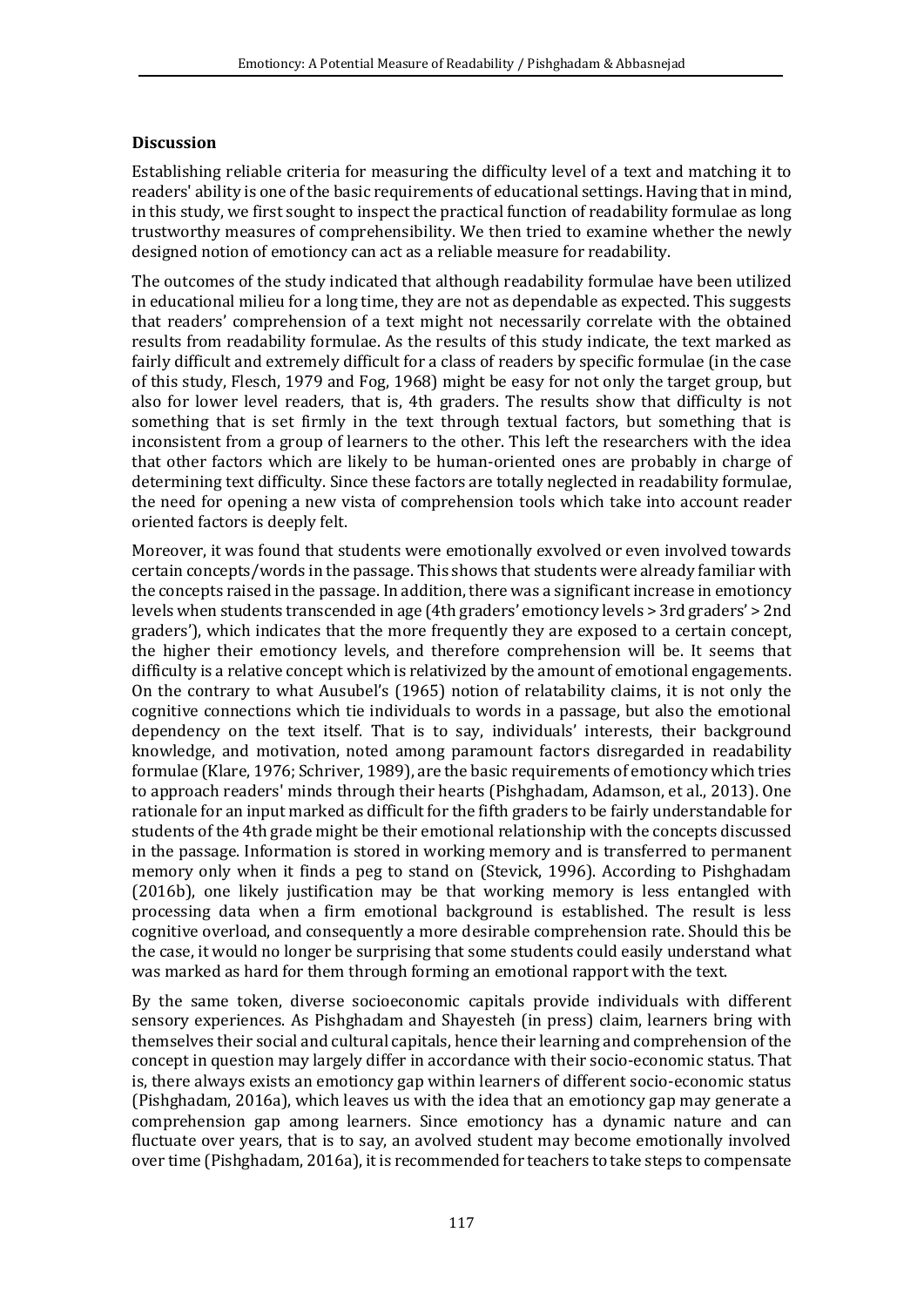**Discussion**

Establishing reliable criteria for measuring the difficulty level of a text and matching it to readers' ability is one of the basic requirements of educational settings. Having that in mind, in this study, we first sought to inspect the practical function of readability formulae as long trustworthy measures of comprehensibility. We then tried to examine whether the newly designed notion of emotioncy can act as a reliable measure for readability.

The outcomes of the study indicated that although readability formulae have been utilized in educational milieu for a long time, they are not as dependable as expected. This suggests that readers' comprehension of a text might not necessarily correlate with the obtained results from readability formulae. As the results of this study indicate, the text marked as fairly difficult and extremely difficult for a class of readers by specific formulae (in the case of this study, Flesch, 1979 and Fog, 1968) might be easy for not only the target group, but also for lower level readers, that is, 4th graders. The results show that difficulty is not something that is set firmly in the text through textual factors, but something that is inconsistent from a group of learners to the other. This left the researchers with the idea that other factors which are likely to be human-oriented ones are probably in charge of determining text difficulty. Since these factors are totally neglected in readability formulae, the need for opening a new vista of comprehension tools which take into account reader oriented factors is deeply felt.

Moreover, it was found that students were emotionally exvolved or even involved towards certain concepts/words in the passage. This shows that students were already familiar with the concepts raised in the passage. In addition, there was a significant increase in emotioncy levels when students transcended in age (4th graders' emotioncy levels > 3rd graders' > 2nd graders'), which indicates that the more frequently they are exposed to a certain concept, the higher their emotioncy levels, and therefore comprehension will be. It seems that difficulty is a relative concept which is relativized by the amount of emotional engagements. On the contrary to what Ausubel's (1965) notion of relatability claims, it is not only the cognitive connections which tie individuals to words in a passage, but also the emotional dependency on the text itself. That is to say, individuals' interests, their background knowledge, and motivation, noted among paramount factors disregarded in readability formulae (Klare, 1976; Schriver, 1989), are the basic requirements of emotioncy which tries to approach readers' minds through their hearts (Pishghadam, Adamson, et al., 2013). One rationale for an input marked as difficult for the fifth graders to be fairly understandable for students of the 4th grade might be their emotional relationship with the concepts discussed in the passage. Information is stored in working memory and is transferred to permanent memory only when it finds a peg to stand on (Stevick, 1996). According to Pishghadam (2016b), one likely justification may be that working memory is less entangled with processing data when a firm emotional background is established. The result is less cognitive overload, and consequently a more desirable comprehension rate. Should this be the case, it would no longer be surprising that some students could easily understand what was marked as hard for them through forming an emotional rapport with the text.

By the same token, diverse socioeconomic capitals provide individuals with different sensory experiences. As Pishghadam and Shayesteh (in press) claim, learners bring with themselves their social and cultural capitals, hence their learning and comprehension of the concept in question may largely differ in accordance with their socio-economic status. That is, there always exists an emotioncy gap within learners of different socio-economic status (Pishghadam, 2016a), which leaves us with the idea that an emotioncy gap may generate a comprehension gap among learners. Since emotioncy has a dynamic nature and can fluctuate over years, that is to say, an avolved student may become emotionally involved over time (Pishghadam, 2016a), it is recommended for teachers to take steps to compensate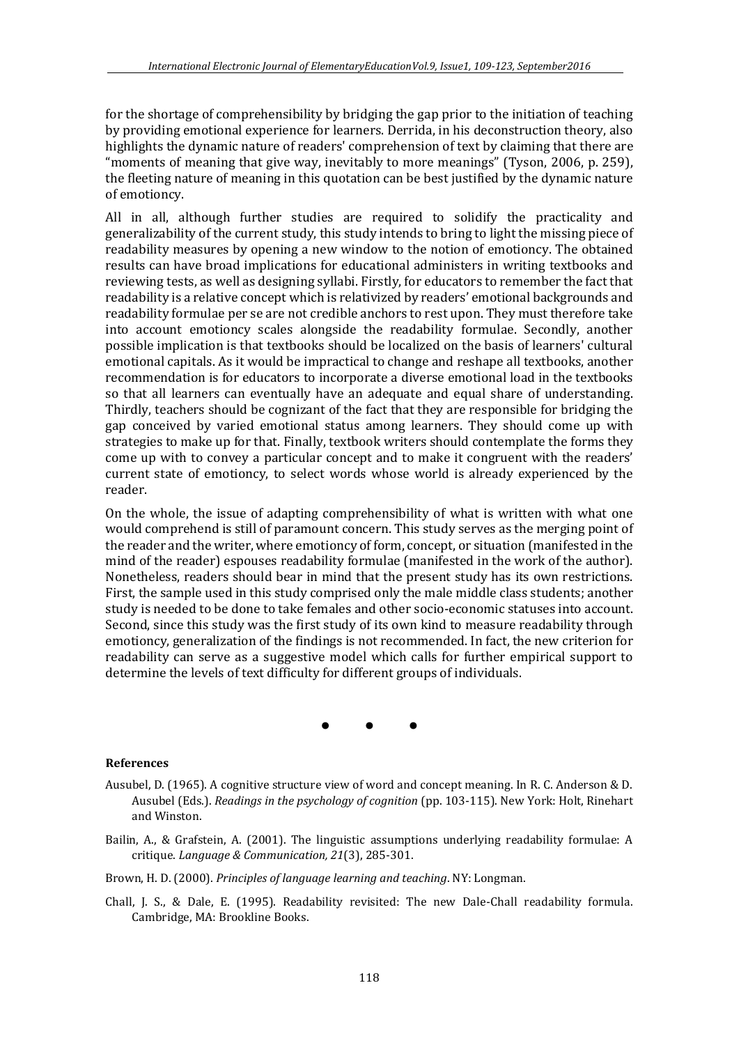for the shortage of comprehensibility by bridging the gap prior to the initiation of teaching by providing emotional experience for learners. Derrida, in his deconstruction theory, also highlights the dynamic nature of readers' comprehension of text by claiming that there are "moments of meaning that give way, inevitably to more meanings" (Tyson, 2006, p. 259), the fleeting nature of meaning in this quotation can be best justified by the dynamic nature of emotioncy.

All in all, although further studies are required to solidify the practicality and generalizability of the current study, this study intends to bring to light the missing piece of readability measures by opening a new window to the notion of emotioncy. The obtained results can have broad implications for educational administers in writing textbooks and reviewing tests, as well as designing syllabi. Firstly, for educators to remember the fact that readability is a relative concept which is relativized by readers' emotional backgrounds and readability formulae per se are not credible anchors to rest upon. They must therefore take into account emotioncy scales alongside the readability formulae. Secondly, another possible implication is that textbooks should be localized on the basis of learners' cultural emotional capitals. As it would be impractical to change and reshape all textbooks, another recommendation is for educators to incorporate a diverse emotional load in the textbooks so that all learners can eventually have an adequate and equal share of understanding. Thirdly, teachers should be cognizant of the fact that they are responsible for bridging the gap conceived by varied emotional status among learners. They should come up with strategies to make up for that. Finally, textbook writers should contemplate the forms they come up with to convey a particular concept and to make it congruent with the readers' current state of emotioncy, to select words whose world is already experienced by the reader.

On the whole, the issue of adapting comprehensibility of what is written with what one would comprehend is still of paramount concern. This study serves as the merging point of the reader and the writer, where emotioncy of form, concept, or situation (manifested in the mind of the reader) espouses readability formulae (manifested in the work of the author). Nonetheless, readers should bear in mind that the present study has its own restrictions. First, the sample used in this study comprised only the male middle class students; another study is needed to be done to take females and other socio-economic statuses into account. Second, since this study was the first study of its own kind to measure readability through emotioncy, generalization of the findings is not recommended. In fact, the new criterion for readability can serve as a suggestive model which calls for further empirical support to determine the levels of text difficulty for different groups of individuals.

• • •

**References**

Ausubel, D. (1965). A cognitive structure view of word and concept meaning. In R. C. Anderson & D. Ausubel (Eds.). *Readings in the psychology of cognition* (pp. 103-115). New York: Holt, Rinehart and Winston.

Bailin, A., & Grafstein, A. (2001). The linguistic assumptions underlying readability formulae: A critique. *Language & Communication, 21*(3), 285-301.

Brown, H. D. (2000). *Principles of language learning and teaching*. NY: Longman.

Chall, J. S., & Dale, E. (1995). Readability revisited: The new Dale-Chall readability formula. Cambridge, MA: Brookline Books.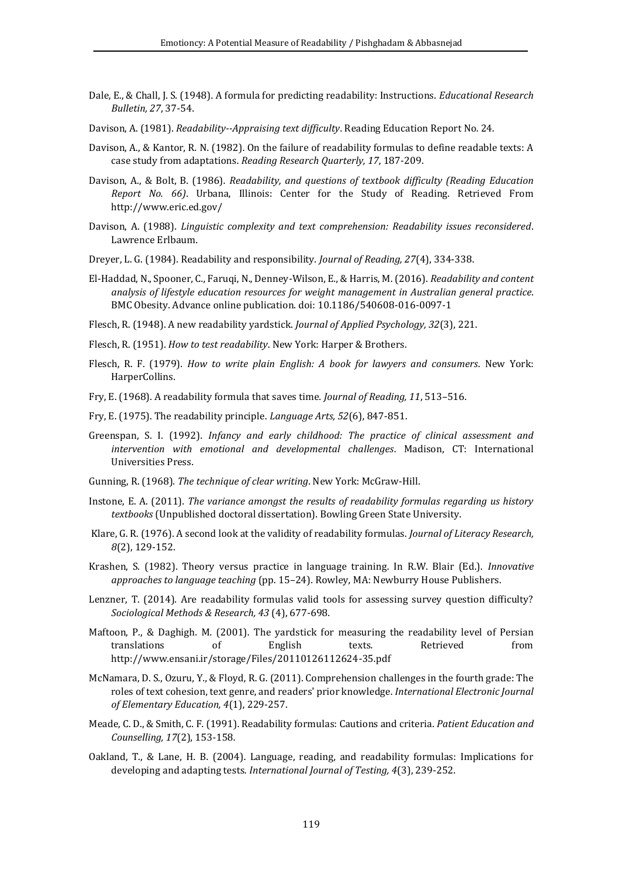Dale, E., & Chall, J. S. (1948). A formula for predicting readability: Instructions. *Educational Research Bulletin, 27*, 37-54.

Davison, A. (1981). *Readability--Appraising text difficulty*. Reading Education Report No. 24.

Davison, A., & Kantor, R. N. (1982). On the failure of readability formulas to define readable texts: A case study from adaptations. *Reading Research Quarterly, 17*, 187-209.

Davison, A., & Bolt, B. (1986). *Readability, and questions of textbook difficulty (Reading Education Report No. 66)*. Urbana, Illinois: Center for the Study of Reading. Retrieved From http://www.eric.ed.gov/

Davison, A. (1988). *Linguistic complexity and text comprehension: Readability issues reconsidered*. Lawrence Erlbaum.

Dreyer, L. G. (1984). Readability and responsibility. *Journal of Reading, 27*(4), 334-338.

El-Haddad, N., Spooner, C., Faruqi, N., Denney-Wilson, E., & Harris, M. (2016). *Readability and content analysis of lifestyle education resources for weight management in Australian general practice*. BMC Obesity. Advance online publication. doi: 10.1186/540608-016-0097-1

Flesch, R. (1948). A new readability yardstick. *Journal of Applied Psychology, 32*(3), 221.

Flesch, R. (1951). *How to test readability*. New York: Harper & Brothers.

Flesch, R. F. (1979). *How to write plain English: A book for lawyers and consumers*. New York: HarperCollins.

Fry, E. (1968). A readability formula that saves time. *Journal of Reading, 11*, 513–516.

Fry, E. (1975). The readability principle. *Language Arts, 52*(6), 847-851.

Greenspan, S. I. (1992). *Infancy and early childhood: The practice of clinical assessment and intervention with emotional and developmental challenges*. Madison, CT: International Universities Press.

Gunning, R. (1968). *The technique of clear writing*. New York: McGraw-Hill.

Instone, E. A. (2011). *The variance amongst the results of readability formulas regarding us history textbooks* (Unpublished doctoral dissertation). Bowling Green State University.

Klare, G. R. (1976). A second look at the validity of readability formulas. *Journal of Literacy Research, 8*(2), 129-152.

Krashen, S. (1982). Theory versus practice in language training. In R.W. Blair (Ed.). *Innovative approaches to language teaching* (pp. 15–24). Rowley, MA: Newburry House Publishers.

Lenzner, T. (2014). Are readability formulas valid tools for assessing survey question difficulty? *Sociological Methods & Research, 43* (4), 677-698.

Maftoon, P., & Daghigh. M. (2001). The yardstick for measuring the readability level of Persian translations of English texts. Retrieved from http://www.ensani.ir/storage/Files/20110126112624-35.pdf

McNamara, D. S., Ozuru, Y., & Floyd, R. G. (2011). Comprehension challenges in the fourth grade: The roles of text cohesion, text genre, and readers' prior knowledge. *International Electronic Journal of Elementary Education, 4*(1), 229-257.

Meade, C. D., & Smith, C. F. (1991). Readability formulas: Cautions and criteria. *Patient Education and Counselling, 17*(2), 153-158.

Oakland, T., & Lane, H. B. (2004). Language, reading, and readability formulas: Implications for developing and adapting tests. *International Journal of Testing, 4*(3), 239-252.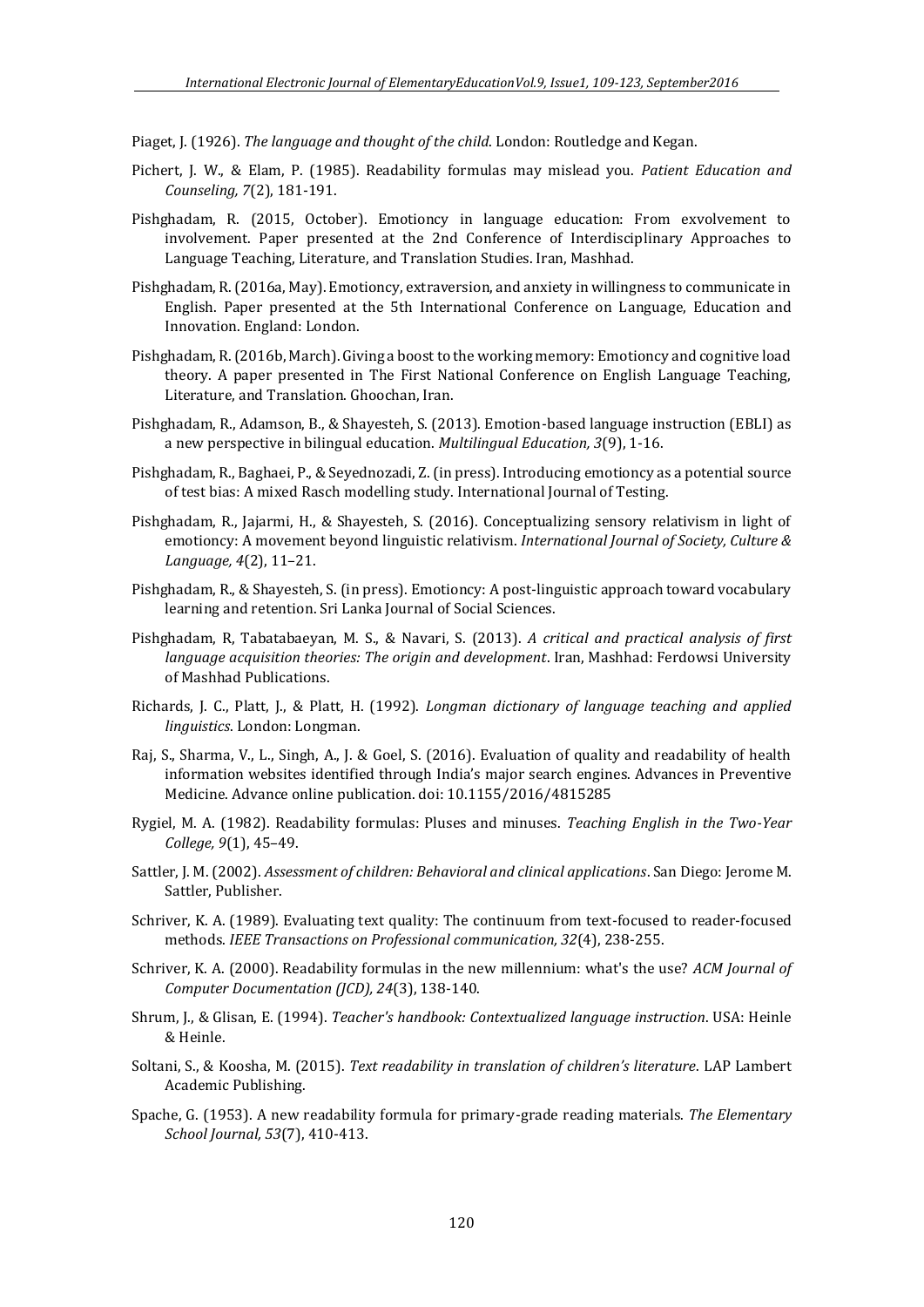Piaget, J. (1926). *The language and thought of the child*. London: Routledge and Kegan.

Pichert, J. W., & Elam, P. (1985). Readability formulas may mislead you. *Patient Education and Counseling, 7*(2), 181-191.

Pishghadam, R. (2015, October). Emotioncy in language education: From exvolvement to involvement. Paper presented at the 2nd Conference of Interdisciplinary Approaches to Language Teaching, Literature, and Translation Studies. Iran, Mashhad.

Pishghadam, R. (2016a, May). Emotioncy, extraversion, and anxiety in willingness to communicate in English. Paper presented at the 5th International Conference on Language, Education and Innovation. England: London.

Pishghadam, R. (2016b, March). Giving a boost to the working memory: Emotioncy and cognitive load theory. A paper presented in The First National Conference on English Language Teaching, Literature, and Translation. Ghoochan, Iran.

Pishghadam, R., Adamson, B., & Shayesteh, S. (2013). Emotion-based language instruction (EBLI) as a new perspective in bilingual education. *Multilingual Education, 3*(9), 1-16.

Pishghadam, R., Baghaei, P., & Seyednozadi, Z. (in press). Introducing emotioncy as a potential source of test bias: A mixed Rasch modelling study. International Journal of Testing.

Pishghadam, R., Jajarmi, H., & Shayesteh, S. (2016). Conceptualizing sensory relativism in light of emotioncy: A movement beyond linguistic relativism. *International Journal of Society, Culture & Language, 4*(2), 11–21.

Pishghadam, R., & Shayesteh, S. (in press). Emotioncy: A post-linguistic approach toward vocabulary learning and retention. Sri Lanka Journal of Social Sciences.

Pishghadam, R, Tabatabaeyan, M. S., & Navari, S. (2013). *A critical and practical analysis of first language acquisition theories: The origin and development*. Iran, Mashhad: Ferdowsi University of Mashhad Publications.

Richards, J. C., Platt, J., & Platt, H. (1992). *Longman dictionary of language teaching and applied linguistics*. London: Longman.

Raj, S., Sharma, V., L., Singh, A., J. & Goel, S. (2016). Evaluation of quality and readability of health information websites identified through India's major search engines. Advances in Preventive Medicine. Advance online publication. doi: 10.1155/2016/4815285

Rygiel, M. A. (1982). Readability formulas: Pluses and minuses. *Teaching English in the Two-Year College, 9*(1), 45–49.

Sattler, J. M. (2002). *Assessment of children: Behavioral and clinical applications*. San Diego: Jerome M. Sattler, Publisher.

Schriver, K. A. (1989). Evaluating text quality: The continuum from text-focused to reader-focused methods. *IEEE Transactions on Professional communication, 32*(4), 238-255.

Schriver, K. A. (2000). Readability formulas in the new millennium: what's the use? *ACM Journal of Computer Documentation (JCD), 24*(3), 138-140.

Shrum, J., & Glisan, E. (1994). *Teacher's handbook: Contextualized language instruction*. USA: Heinle & Heinle.

Soltani, S., & Koosha, M. (2015). *Text readability in translation of children's literature*. LAP Lambert Academic Publishing.

Spache, G. (1953). A new readability formula for primary-grade reading materials. *The Elementary School Journal, 53*(7), 410-413.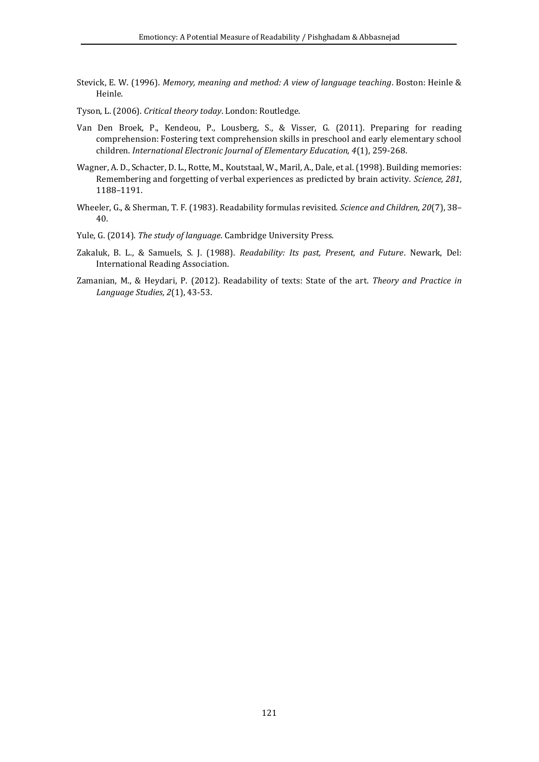Stevick, E. W. (1996). *Memory, meaning and method: A view of language teaching*. Boston: Heinle & Heinle.

Tyson, L. (2006). *Critical theory today*. London: Routledge.

Van Den Broek, P., Kendeou, P., Lousberg, S., & Visser, G. (2011). Preparing for reading comprehension: Fostering text comprehension skills in preschool and early elementary school children. *International Electronic Journal of Elementary Education, 4*(1), 259-268.

Wagner, A. D., Schacter, D. L., Rotte, M., Koutstaal, W., Maril, A., Dale, et al. (1998). Building memories: Remembering and forgetting of verbal experiences as predicted by brain activity. *Science, 281*, 1188–1191.

Wheeler, G., & Sherman, T. F. (1983). Readability formulas revisited. *Science and Children, 20*(7), 38–40.

Yule, G. (2014). *The study of language*. Cambridge University Press.

Zakaluk, B. L., & Samuels, S. J. (1988). *Readability: Its past, Present, and Future*. Newark, Del: International Reading Association.

Zamanian, M., & Heydari, P. (2012). Readability of texts: State of the art. *Theory and Practice in Language Studies, 2*(1), 43-53.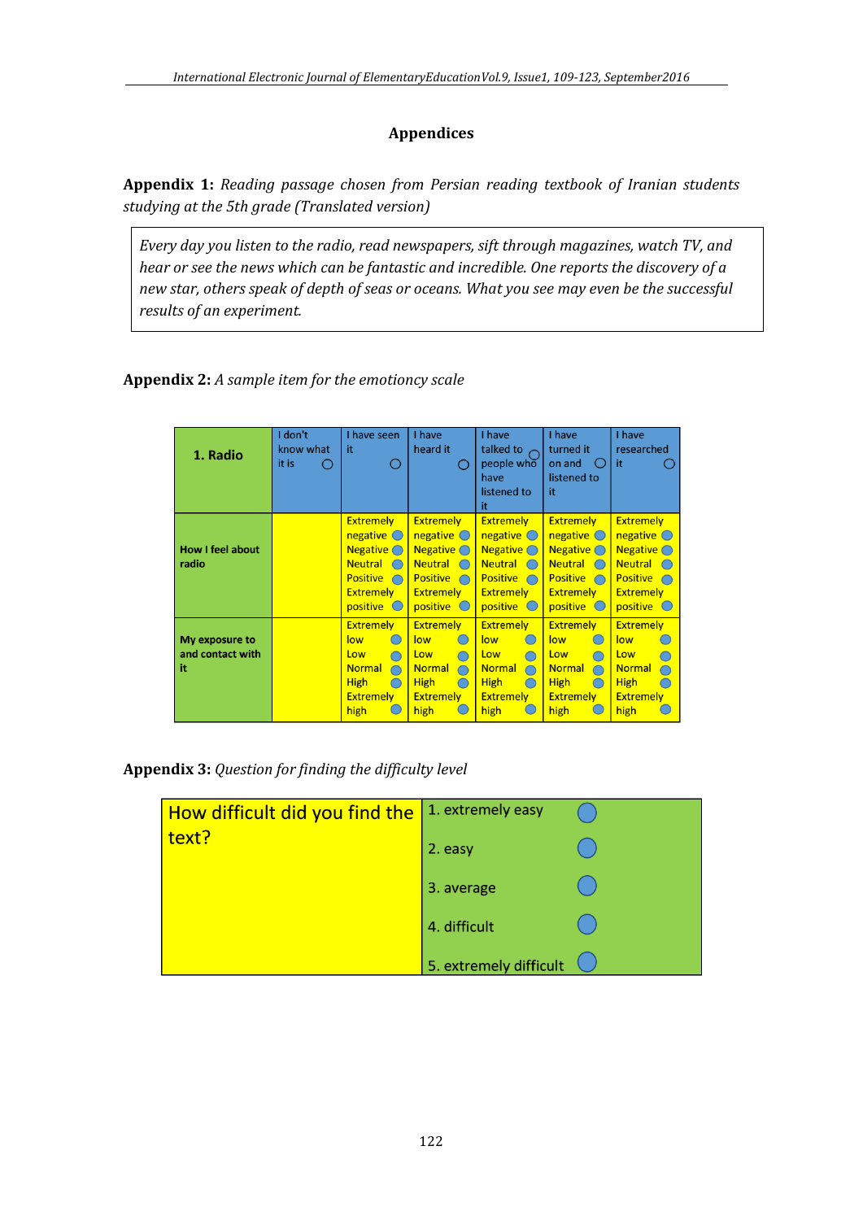## Appendices

**Appendix 1:** *Reading passage chosen from Persian reading textbook of Iranian students studying at the 5th grade (Translated version)*

> *Every day you listen to the radio, read newspapers, sift through magazines, watch TV, and hear or see the news which can be fantastic and incredible. One reports the discovery of a new star, others speak of depth of seas or oceans. What you see may even be the successful results of an experiment.*

**Appendix 2:** *A sample item for the emotiocy scale*

| 1. Radio | I don't know what it is ○ | I have seen it ○ | I have heard it ○ | I have talked to people who have listened to it ○ | I have turned it on and listened to it ○ | I have researched it ○ |
|---|---|---|---|---|---|---|
| How I feel about radio | | Extremely negative ○ Negative ○ Neutral ○ Positive ○ Extremely positive ○ | Extremely negative ○ Negative ○ Neutral ○ Positive ○ Extremely positive ○ | Extremely negative ○ Negative ○ Neutral ○ Positive ○ Extremely positive ○ | Extremely negative ○ Negative ○ Neutral ○ Positive ○ Extremely positive ○ | Extremely negative ○ Negative ○ Neutral ○ Positive ○ Extremely positive ○ |
| My exposure to and contact with it | | Extremely low ○ Low ○ Normal ○ High ○ Extremely high ○ | Extremely low ○ Low ○ Normal ○ High ○ Extremely high ○ | Extremely low ○ Low ○ Normal ○ High ○ Extremely high ○ | Extremely low ○ Low ○ Normal ○ High ○ Extremely high ○ | Extremely low ○ Low ○ Normal ○ High ○ Extremely high ○ |

**Appendix 3:** *Question for finding the difficulty level*

| How difficult did you find the text? | |
|---|---|
| | 1. extremely easy ○ |
| | 2. easy ○ |
| | 3. average ○ |
| | 4. difficult ○ |
| | 5. extremely difficult ○ |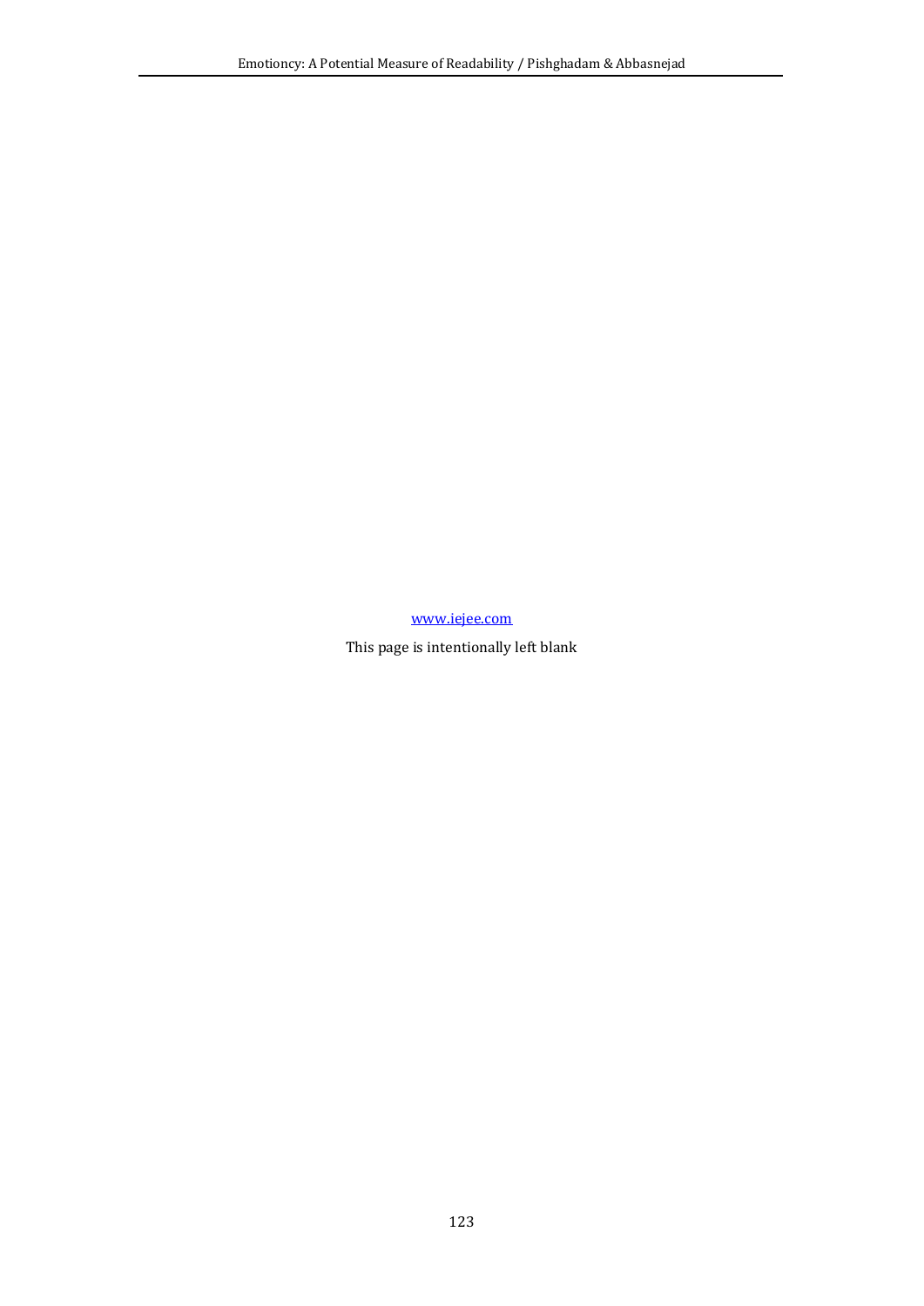www.iejee.com

This page is intentionally left blank